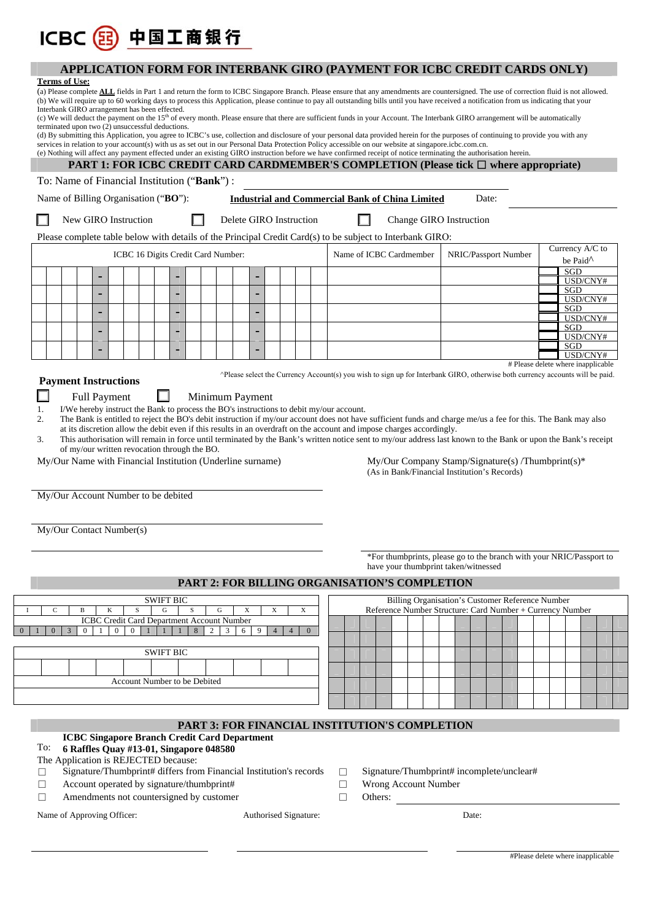ICBC 中国工商银行

## APPLICATION FORM FOR INTERBANK GIRO (PAYMENT FOR ICBC CREDIT CARDS ONLY)

**Terms of Use:**

(a) Please complete **ALL** fields in Part 1 and return the form to ICBC Singapore Branch. Please ensure that any amendments are countersigned. The use of correction fluid is not allowed.
(b) We will require up to 60 working days to process this Application, please continue to pay all outstanding bills until you have received a notification from us indicating that your Interbank GIRO arrangement has been effected.
(c) We will deduct the payment on the 15th of every month. Please ensure that there are sufficient funds in your Account. The Interbank GIRO arrangement will be automatically terminated upon two (2) unsuccessful deductions.
(d) By submitting this Application, you agree to ICBC's use, collection and disclosure of your personal data provided herein for the purposes of continuing to provide you with any services in relation to your account(s) with us as set out in our Personal Data Protection Policy accessible on our website at singapore.icbc.com.cn.
(e) Nothing will affect any payment effected under an existing GIRO instruction before we have confirmed receipt of notice terminating the authorisation herein.

## PART 1: FOR ICBC CREDIT CARD CARDMEMBER'S COMPLETION (Please tick ☐ where appropriate)

To: Name of Financial Institution ("**Bank**") : ____________________

Name of Billing Organisation ("BO"): **Industrial and Commercial Bank of China Limited** Date: ____________

☐ New GIRO Instruction ☐ Delete GIRO Instruction ☐ Change GIRO Instruction

Please complete table below with details of the Principal Credit Card(s) to be subject to Interbank GIRO:

| ICBC 16 Digits Credit Card Number: | Name of ICBC Cardmember | NRIC/Passport Number | Currency A/C to be Paid^ |
|---|---|---|---|
| \_ \_ \_ \_ - \_ \_ \_ \_ - \_ \_ \_ \_ - \_ \_ \_ \_ | | | ☐ SGD ☐ USD/CNY# |
| \_ \_ \_ \_ - \_ \_ \_ \_ - \_ \_ \_ \_ - \_ \_ \_ \_ | | | ☐ SGD ☐ USD/CNY# |
| \_ \_ \_ \_ - \_ \_ \_ \_ - \_ \_ \_ \_ - \_ \_ \_ \_ | | | ☐ SGD ☐ USD/CNY# |
| \_ \_ \_ \_ - \_ \_ \_ \_ - \_ \_ \_ \_ - \_ \_ \_ \_ | | | ☐ SGD ☐ USD/CNY# |
| \_ \_ \_ \_ - \_ \_ \_ \_ - \_ \_ \_ \_ - \_ \_ \_ \_ | | | ☐ SGD ☐ USD/CNY# |

# Please delete where inapplicable

^Please select the Currency Account(s) you wish to sign up for Interbank GIRO, otherwise both currency accounts will be paid.

**Payment Instructions**

☐ Full Payment ☐ Minimum Payment

1. I/We hereby instruct the Bank to process the BO's instructions to debit my/our account.
2. The Bank is entitled to reject the BO's debit instruction if my/our account does not have sufficient funds and charge me/us a fee for this. The Bank may also at its discretion allow the debit even if this results in an overdraft on the account and impose charges accordingly.
3. This authorisation will remain in force until terminated by the Bank's written notice sent to my/our address last known to the Bank or upon the Bank's receipt of my/our written revocation through the BO.

My/Our Name with Financial Institution (Underline surname)

____________________

My/Our Account Number to be debited

____________________

My/Our Contact Number(s)

____________________

My/Our Company Stamp/Signature(s) /Thumbprint(s)*
(As in Bank/Financial Institution's Records)

____________________

*For thumbprints, please go to the branch with your NRIC/Passport to have your thumbprint taken/witnessed

## PART 2: FOR BILLING ORGANISATION'S COMPLETION

| SWIFT BIC | | | | | | | | | | |
|---|---|---|---|---|---|---|---|---|---|---|
| I | C | B | K | S | G | S | G | X | X | X |

| ICBC Credit Card Department Account Number | | | | | | | | | | | | | | | | | | |
|---|---|---|---|---|---|---|---|---|---|---|---|---|---|---|---|---|---|---|
| 0 | 1 | 0 | 3 | 0 | 1 | 0 | 0 | 1 | 1 | 1 | 8 | 2 | 3 | 6 | 9 | 4 | 4 | 0 |

| SWIFT BIC |
|---|
| |

| Account Number to be Debited |
|---|
| |

Billing Organisation's Customer Reference Number
Reference Number Structure: Card Number + Currency Number

## PART 3: FOR FINANCIAL INSTITUTION'S COMPLETION

To: **ICBC Singapore Branch Credit Card Department**
**6 Raffles Quay #13-01, Singapore 048580**

The Application is REJECTED because:

☐ Signature/Thumbprint# differs from Financial Institution's records
☐ Account operated by signature/thumbprint#
☐ Amendments not countersigned by customer
☐ Signature/Thumbprint# incomplete/unclear#
☐ Wrong Account Number
☐ Others: ____________________

Name of Approving Officer: ____________________ Authorised Signature: ____________________ Date: ____________________

#Please delete where inapplicable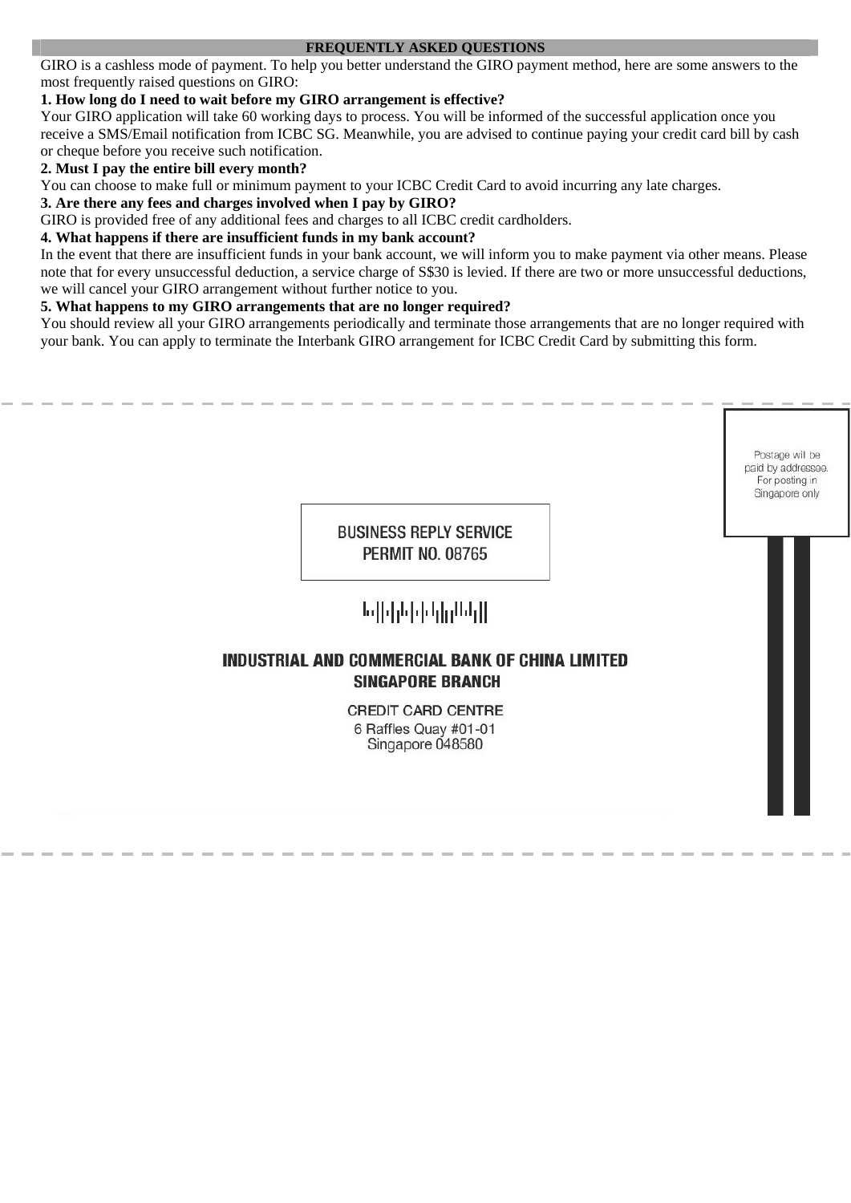## FREQUENTLY ASKED QUESTIONS

GIRO is a cashless mode of payment. To help you better understand the GIRO payment method, here are some answers to the most frequently raised questions on GIRO:

**1. How long do I need to wait before my GIRO arrangement is effective?**

Your GIRO application will take 60 working days to process. You will be informed of the successful application once you receive a SMS/Email notification from ICBC SG. Meanwhile, you are advised to continue paying your credit card bill by cash or cheque before you receive such notification.

**2. Must I pay the entire bill every month?**

You can choose to make full or minimum payment to your ICBC Credit Card to avoid incurring any late charges.

**3. Are there any fees and charges involved when I pay by GIRO?**

GIRO is provided free of any additional fees and charges to all ICBC credit cardholders.

**4. What happens if there are insufficient funds in my bank account?**

In the event that there are insufficient funds in your bank account, we will inform you to make payment via other means. Please note that for every unsuccessful deduction, a service charge of S$30 is levied. If there are two or more unsuccessful deductions, we will cancel your GIRO arrangement without further notice to you.

**5. What happens to my GIRO arrangements that are no longer required?**

You should review all your GIRO arrangements periodically and terminate those arrangements that are no longer required with your bank. You can apply to terminate the Interbank GIRO arrangement for ICBC Credit Card by submitting this form.

---

Postage will be paid by addressee. For posting in Singapore only

BUSINESS REPLY SERVICE
PERMIT NO. 08765

**INDUSTRIAL AND COMMERCIAL BANK OF CHINA LIMITED**
**SINGAPORE BRANCH**

CREDIT CARD CENTRE
6 Raffles Quay #01-01
Singapore 048580

---